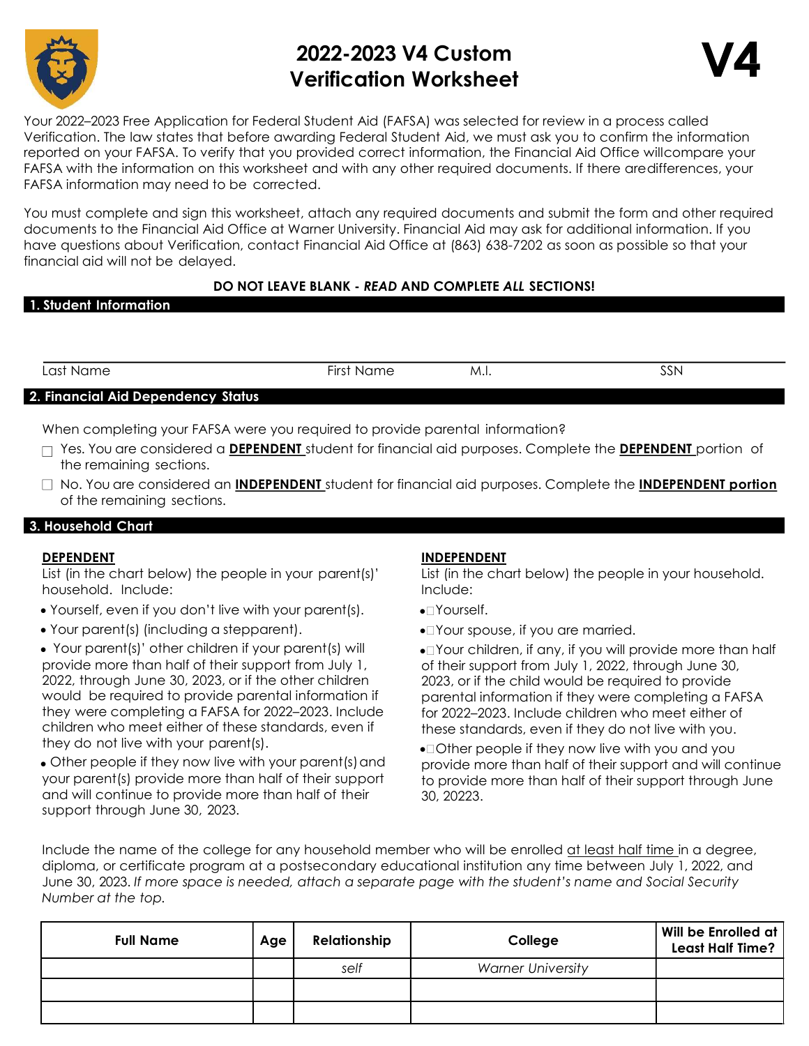# 2022-2023 V4 Custom Verification Worksheet

**V4**

Your 2022–2023 Free Application for Federal Student Aid (FAFSA) was selected for review in a process called Verification. The law states that before awarding Federal Student Aid, we must ask you to confirm the information reported on your FAFSA. To verify that you provided correct information, the Financial Aid Office willcompare your FAFSA with the information on this worksheet and with any other required documents. If there aredifferences, your FAFSA information may need to be corrected.

You must complete and sign this worksheet, attach any required documents and submit the form and other required documents to the Financial Aid Office at Warner University. Financial Aid may ask for additional information. If you have questions about Verification, contact Financial Aid Office at (863) 638-7202 as soon as possible so that your financial aid will not be delayed.

**DO NOT LEAVE BLANK - *READ* AND COMPLETE *ALL* SECTIONS!**

## 1. Student Information

| Last Name | First Name | M.I. | SSN |
|---|---|---|---|
| | | | |

## 2. Financial Aid Dependency Status

When completing your FAFSA were you required to provide parental information?

- ☐ Yes. You are considered a **DEPENDENT** student for financial aid purposes. Complete the **DEPENDENT** portion of the remaining sections.
- ☐ No. You are considered an **INDEPENDENT** student for financial aid purposes. Complete the **INDEPENDENT portion** of the remaining sections.

## 3. Household Chart

**DEPENDENT**

List (in the chart below) the people in your parent(s)' household. Include:

- Yourself, even if you don't live with your parent(s).
- Your parent(s) (including a stepparent).
- Your parent(s)' other children if your parent(s) will provide more than half of their support from July 1, 2022, through June 30, 2023, or if the other children would be required to provide parental information if they were completing a FAFSA for 2022–2023. Include children who meet either of these standards, even if they do not live with your parent(s).
- Other people if they now live with your parent(s) and your parent(s) provide more than half of their support and will continue to provide more than half of their support through June 30, 2023.

**INDEPENDENT**

List (in the chart below) the people in your household. Include:

- Yourself.
- Your spouse, if you are married.
- Your children, if any, if you will provide more than half of their support from July 1, 2022, through June 30, 2023, or if the child would be required to provide parental information if they were completing a FAFSA for 2022–2023. Include children who meet either of these standards, even if they do not live with you.
- Other people if they now live with you and you provide more than half of their support and will continue to provide more than half of their support through June 30, 20223.

Include the name of the college for any household member who will be enrolled at least half time in a degree, diploma, or certificate program at a postsecondary educational institution any time between July 1, 2022, and June 30, 2023. *If more space is needed, attach a separate page with the student's name and Social Security Number at the top.*

| Full Name | Age | Relationship | College | Will be Enrolled at Least Half Time? |
|---|---|---|---|---|
| | | *self* | *Warner University* | |
| | | | | |
| | | | | |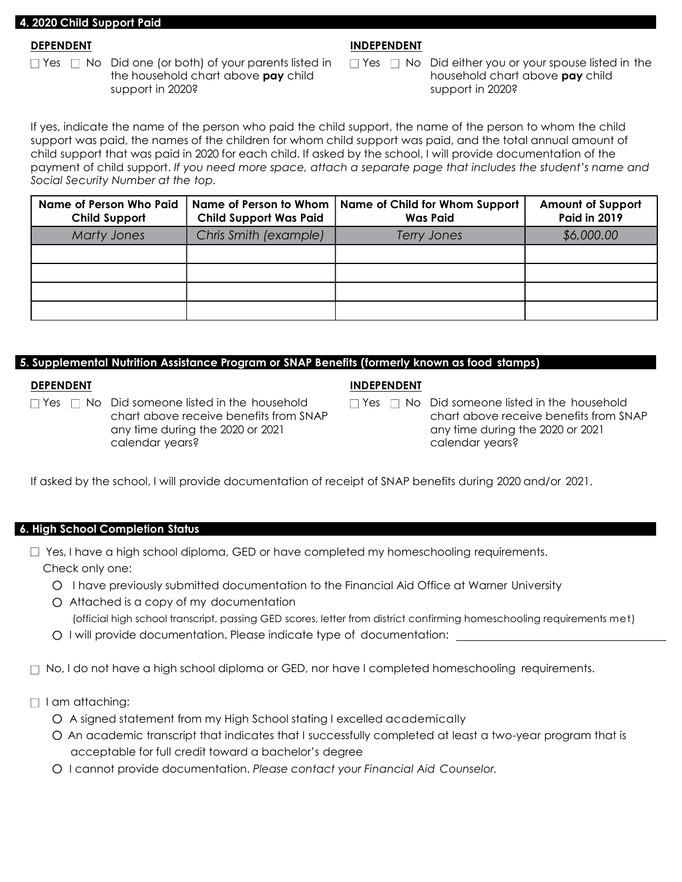## 4. 2020 Child Support Paid

**DEPENDENT**

☐ Yes ☐ No Did one (or both) of your parents listed in the household chart above **pay** child support in 2020?

**INDEPENDENT**

☐ Yes ☐ No Did either you or your spouse listed in the household chart above **pay** child support in 2020?

If yes, indicate the name of the person who paid the child support, the name of the person to whom the child support was paid, the names of the children for whom child support was paid, and the total annual amount of child support that was paid in 2020 for each child. If asked by the school, I will provide documentation of the payment of child support. *If you need more space, attach a separate page that includes the student's name and Social Security Number at the top.*

| Name of Person Who Paid Child Support | Name of Person to Whom Child Support Was Paid | Name of Child for Whom Support Was Paid | Amount of Support Paid in 2019 |
|---|---|---|---|
| *Marty Jones* | *Chris Smith (example)* | *Terry Jones* | *$6,000.00* |
| | | | |
| | | | |
| | | | |
| | | | |

## 5. Supplemental Nutrition Assistance Program or SNAP Benefits (formerly known as food stamps)

**DEPENDENT**

☐ Yes ☐ No Did someone listed in the household chart above receive benefits from SNAP any time during the 2020 or 2021 calendar years?

**INDEPENDENT**

☐ Yes ☐ No Did someone listed in the household chart above receive benefits from SNAP any time during the 2020 or 2021 calendar years?

If asked by the school, I will provide documentation of receipt of SNAP benefits during 2020 and/or 2021.

## 6. High School Completion Status

☐ Yes, I have a high school diploma, GED or have completed my homeschooling requirements.
Check only one:

- ○ I have previously submitted documentation to the Financial Aid Office at Warner University
- ○ Attached is a copy of my documentation
  (official high school transcript, passing GED scores, letter from district confirming homeschooling requirements met)
- ○ I will provide documentation. Please indicate type of documentation: ____________________

☐ No, I do not have a high school diploma or GED, nor have I completed homeschooling requirements.

☐ I am attaching:

- ○ A signed statement from my High School stating I excelled academically
- ○ An academic transcript that indicates that I successfully completed at least a two-year program that is acceptable for full credit toward a bachelor's degree
- ○ I cannot provide documentation. *Please contact your Financial Aid Counselor.*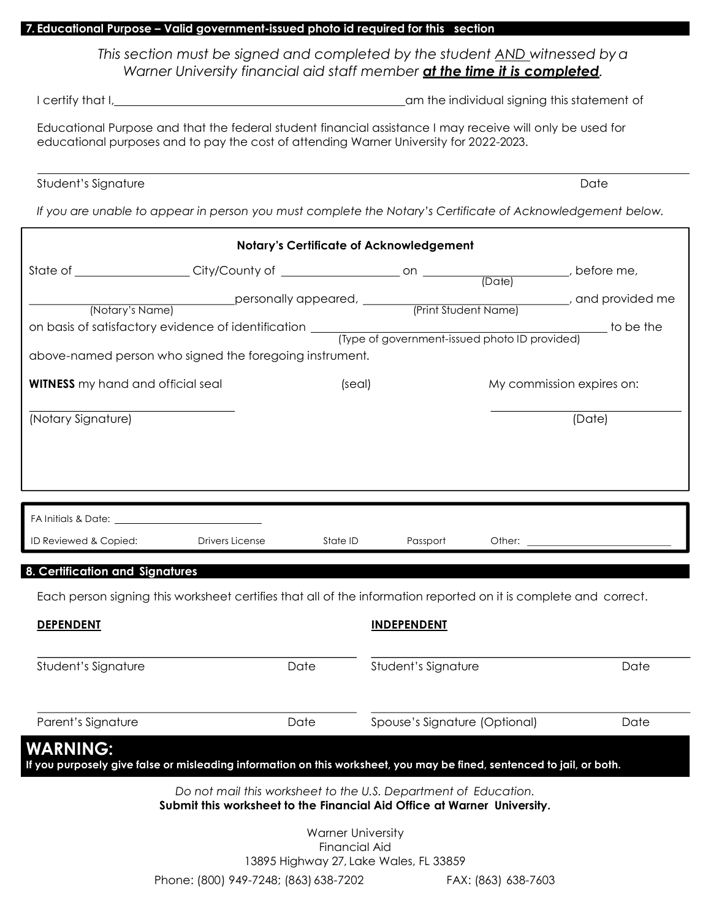## 7. Educational Purpose – Valid government-issued photo id required for this section

*This section must be signed and completed by the student AND witnessed by a Warner University financial aid staff member **at the time it is completed**.*

I certify that I, ______________________________ am the individual signing this statement of Educational Purpose and that the federal student financial assistance I may receive will only be used for educational purposes and to pay the cost of attending Warner University for 2022-2023.

______________________________________________________________

Student's Signature Date

*If you are unable to appear in person you must complete the Notary's Certificate of Acknowledgement below.*

**Notary's Certificate of Acknowledgement**

State of ____________ City/County of ____________ on ____________ (Date), before me,

____________ (Notary's Name) personally appeared, ____________ (Print Student Name), and provided me on basis of satisfactory evidence of identification ____________ (Type of government-issued photo ID provided) to be the above-named person who signed the foregoing instrument.

**WITNESS** my hand and official seal (seal) My commission expires on:

____________________ ____________________

(Notary Signature) (Date)

FA Initials & Date: ____________________

ID Reviewed & Copied: Drivers License State ID Passport Other: ____________________

## 8. Certification and Signatures

Each person signing this worksheet certifies that all of the information reported on it is complete and correct.

| **DEPENDENT** | | **INDEPENDENT** | |
|---|---|---|---|
| Student's Signature | Date | Student's Signature | Date |
| Parent's Signature | Date | Spouse's Signature (Optional) | Date |

## WARNING:

**If you purposely give false or misleading information on this worksheet, you may be fined, sentenced to jail, or both.**

*Do not mail this worksheet to the U.S. Department of Education.*

**Submit this worksheet to the Financial Aid Office at Warner University.**

Warner University
Financial Aid
13895 Highway 27, Lake Wales, FL 33859
Phone: (800) 949-7248; (863) 638-7202 FAX: (863) 638-7603